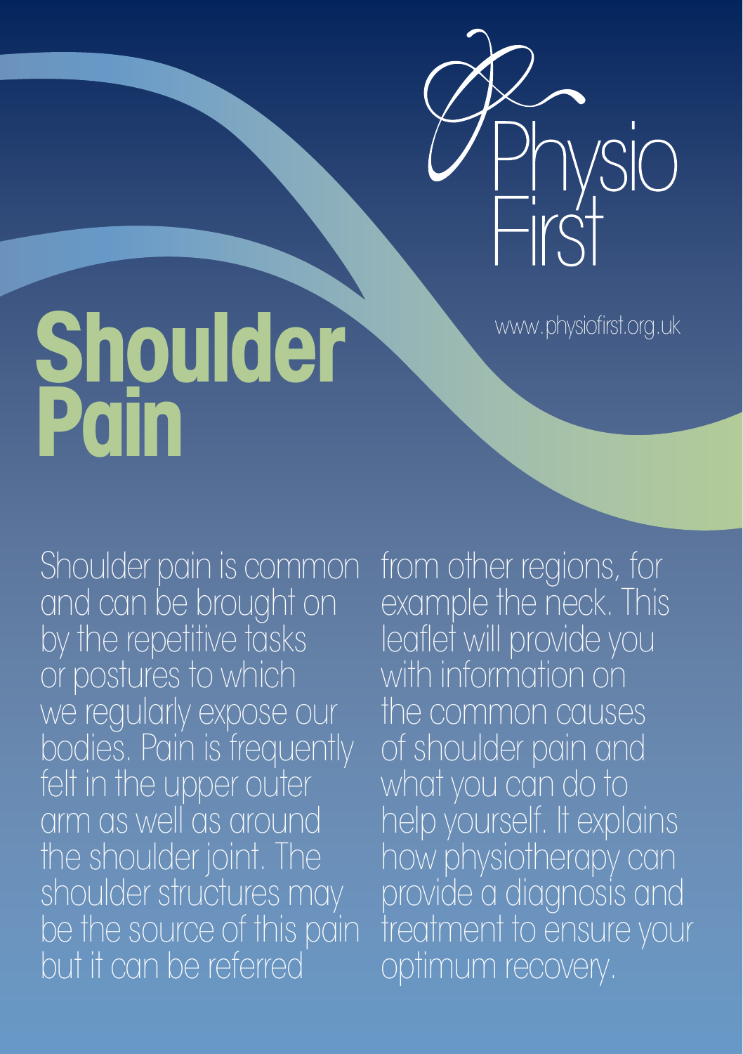Physio First

www.physiofirst.org.uk

# Shoulder Pain

Shoulder pain is common and can be brought on by the repetitive tasks or postures to which we regularly expose our bodies. Pain is frequently felt in the upper outer arm as well as around the shoulder joint. The shoulder structures may be the source of this pain but it can be referred from other regions, for example the neck. This leaflet will provide you with information on the common causes of shoulder pain and what you can do to help yourself. It explains how physiotherapy can provide a diagnosis and treatment to ensure your optimum recovery.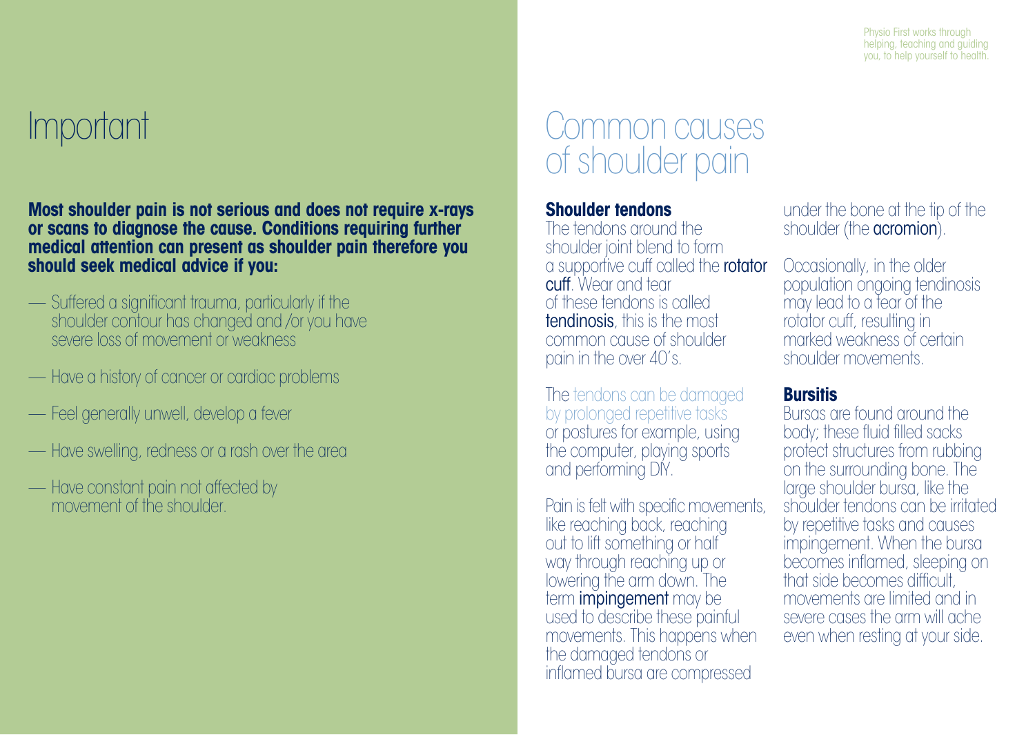Physio First works through helping, teaching and guiding you, to help yourself to health.

# Important

**Most shoulder pain is not serious and does not require x-rays or scans to diagnose the cause. Conditions requiring further medical attention can present as shoulder pain therefore you should seek medical advice if you:**

- Suffered a significant trauma, particularly if the shoulder contour has changed and /or you have severe loss of movement or weakness
- Have a history of cancer or cardiac problems
- Feel generally unwell, develop a fever
- Have swelling, redness or a rash over the area
- Have constant pain not affected by movement of the shoulder.

# Common causes of shoulder pain

### Shoulder tendons

The tendons around the shoulder joint blend to form a supportive cuff called the **rotator cuff**. Wear and tear of these tendons is called **tendinosis**, this is the most common cause of shoulder pain in the over 40's.

The tendons can be damaged by prolonged repetitive tasks or postures for example, using the computer, playing sports and performing DIY.

Pain is felt with specific movements, like reaching back, reaching out to lift something or half way through reaching up or lowering the arm down. The term **impingement** may be used to describe these painful movements. This happens when the damaged tendons or inflamed bursa are compressed under the bone at the tip of the shoulder (the **acromion**).

Occasionally, in the older population ongoing tendinosis may lead to a tear of the rotator cuff, resulting in marked weakness of certain shoulder movements.

### Bursitis

Bursas are found around the body; these fluid filled sacks protect structures from rubbing on the surrounding bone. The large shoulder bursa, like the shoulder tendons can be irritated by repetitive tasks and causes impingement. When the bursa becomes inflamed, sleeping on that side becomes difficult, movements are limited and in severe cases the arm will ache even when resting at your side.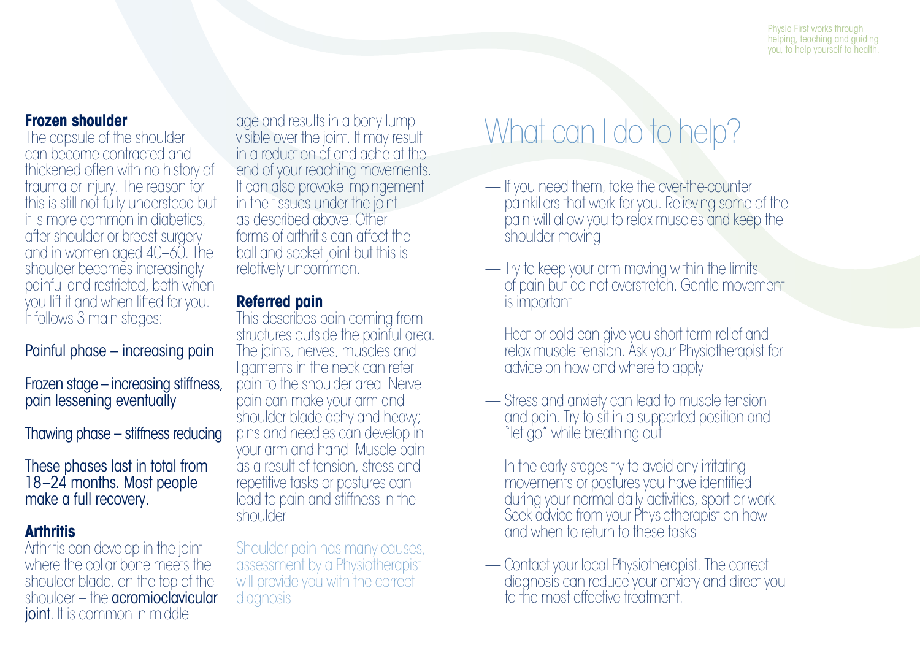Physio First works through helping, teaching and guiding you, to help yourself to health.

### Frozen shoulder

The capsule of the shoulder can become contracted and thickened often with no history of trauma or injury. The reason for this is still not fully understood but it is more common in diabetics, after shoulder or breast surgery and in women aged 40–60. The shoulder becomes increasingly painful and restricted, both when you lift it and when lifted for you. It follows 3 main stages:

Painful phase – increasing pain

Frozen stage – increasing stiffness, pain lessening eventually

Thawing phase – stiffness reducing

These phases last in total from 18–24 months. Most people make a full recovery.

### Arthritis

Arthritis can develop in the joint where the collar bone meets the shoulder blade, on the top of the shoulder – the **acromioclavicular joint**. It is common in middle age and results in a bony lump visible over the joint. It may result in a reduction of and ache at the end of your reaching movements. It can also provoke impingement in the tissues under the joint as described above. Other forms of arthritis can affect the ball and socket joint but this is relatively uncommon.

### Referred pain

This describes pain coming from structures outside the painful area. The joints, nerves, muscles and ligaments in the neck can refer pain to the shoulder area. Nerve pain can make your arm and shoulder blade achy and heavy; pins and needles can develop in your arm and hand. Muscle pain as a result of tension, stress and repetitive tasks or postures can lead to pain and stiffness in the shoulder.

Shoulder pain has many causes; assessment by a Physiotherapist will provide you with the correct diagnosis.

# What can I do to help?

— If you need them, take the over-the-counter painkillers that work for you. Relieving some of the pain will allow you to relax muscles and keep the shoulder moving

— Try to keep your arm moving within the limits of pain but do not overstretch. Gentle movement is important

— Heat or cold can give you short term relief and relax muscle tension. Ask your Physiotherapist for advice on how and where to apply

— Stress and anxiety can lead to muscle tension and pain. Try to sit in a supported position and "let go" while breathing out

— In the early stages try to avoid any irritating movements or postures you have identified during your normal daily activities, sport or work. Seek advice from your Physiotherapist on how and when to return to these tasks

— Contact your local Physiotherapist. The correct diagnosis can reduce your anxiety and direct you to the most effective treatment.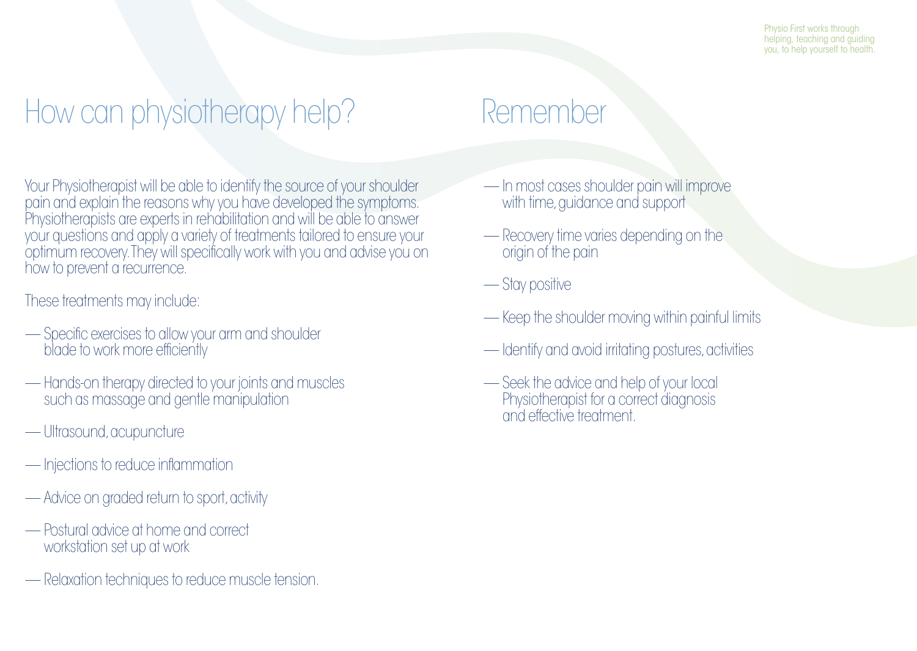Physio First works through helping, teaching and guiding you, to help yourself to health.

# How can physiotherapy help?

Your Physiotherapist will be able to identify the source of your shoulder pain and explain the reasons why you have developed the symptoms. Physiotherapists are experts in rehabilitation and will be able to answer your questions and apply a variety of treatments tailored to ensure your optimum recovery. They will specifically work with you and advise you on how to prevent a recurrence.

These treatments may include:

- Specific exercises to allow your arm and shoulder blade to work more efficiently
- Hands-on therapy directed to your joints and muscles such as massage and gentle manipulation
- Ultrasound, acupuncture
- Injections to reduce inflammation
- Advice on graded return to sport, activity
- Postural advice at home and correct workstation set up at work
- Relaxation techniques to reduce muscle tension.

# Remember

- In most cases shoulder pain will improve with time, guidance and support
- Recovery time varies depending on the origin of the pain
- Stay positive
- Keep the shoulder moving within painful limits
- Identify and avoid irritating postures, activities
- Seek the advice and help of your local Physiotherapist for a correct diagnosis and effective treatment.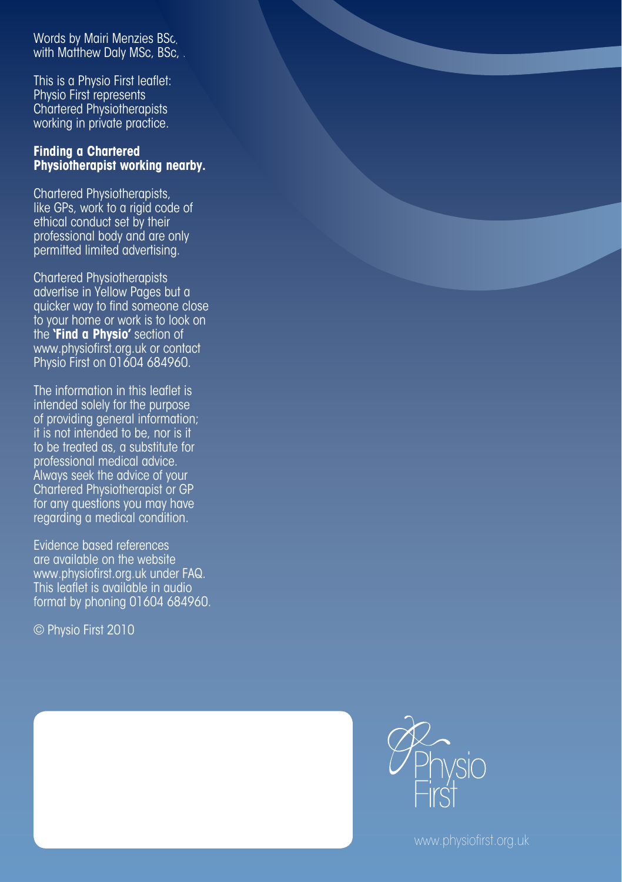Words by Mairi Menzies BSc,
with Matthew Daly MSc, BSc, .

This is a Physio First leaflet:
Physio First represents Chartered Physiotherapists working in private practice.

**Finding a Chartered Physiotherapist working nearby.**

Chartered Physiotherapists, like GPs, work to a rigid code of ethical conduct set by their professional body and are only permitted limited advertising.

Chartered Physiotherapists advertise in Yellow Pages but a quicker way to find someone close to your home or work is to look on the **'Find a Physio'** section of www.physiofirst.org.uk or contact Physio First on 01604 684960.

The information in this leaflet is intended solely for the purpose of providing general information; it is not intended to be, nor is it to be treated as, a substitute for professional medical advice. Always seek the advice of your Chartered Physiotherapist or GP for any questions you may have regarding a medical condition.

Evidence based references are available on the website www.physiofirst.org.uk under FAQ. This leaflet is available in audio format by phoning 01604 684960.

© Physio First 2010

Physio First

www.physiofirst.org.uk